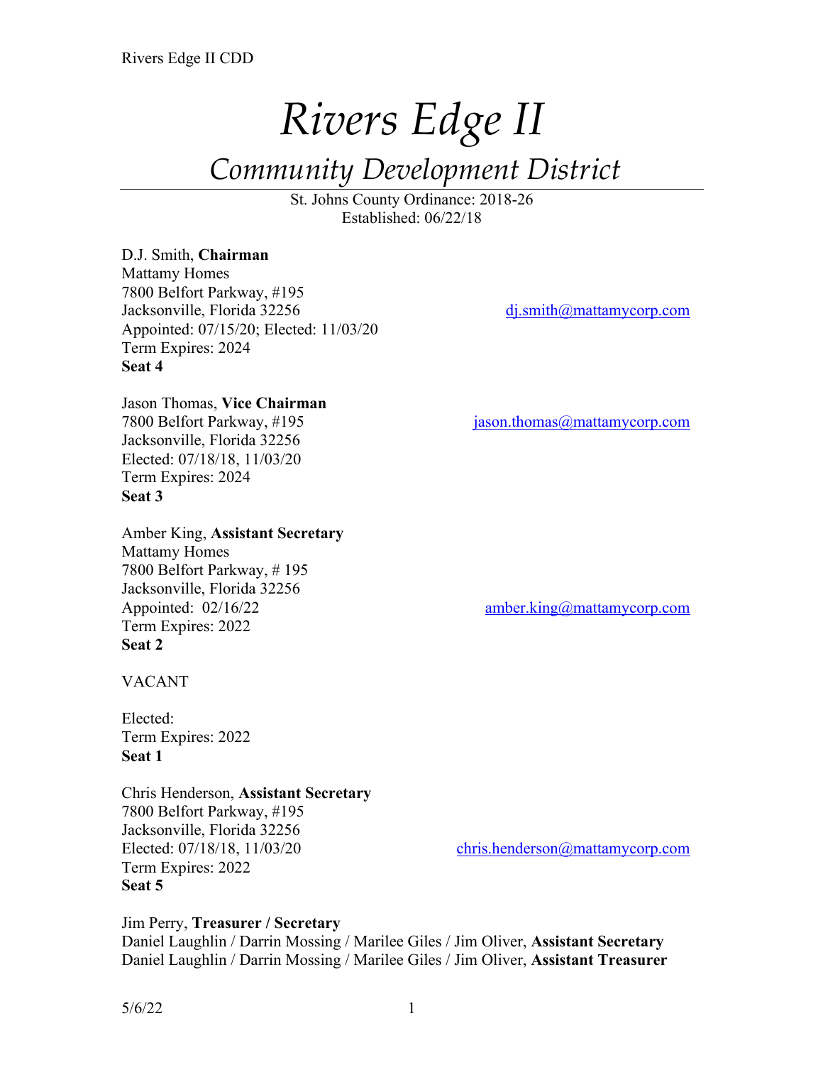# *Rivers Edge II*

## *Community Development District*

St. Johns County Ordinance: 2018-26
Established: 06/22/18

D.J. Smith, **Chairman**
Mattamy Homes
7800 Belfort Parkway, #195
Jacksonville, Florida 32256
dj.smith@mattamycorp.com
Appointed: 07/15/20; Elected: 11/03/20
Term Expires: 2024
**Seat 4**

Jason Thomas, **Vice Chairman**
7800 Belfort Parkway, #195
jason.thomas@mattamycorp.com
Jacksonville, Florida 32256
Elected: 07/18/18, 11/03/20
Term Expires: 2024
**Seat 3**

Amber King, **Assistant Secretary**
Mattamy Homes
7800 Belfort Parkway, # 195
Jacksonville, Florida 32256
Appointed: 02/16/22
amber.king@mattamycorp.com
Term Expires: 2022
**Seat 2**

VACANT

Elected:
Term Expires: 2022
**Seat 1**

Chris Henderson, **Assistant Secretary**
7800 Belfort Parkway, #195
Jacksonville, Florida 32256
Elected: 07/18/18, 11/03/20
chris.henderson@mattamycorp.com
Term Expires: 2022
**Seat 5**

Jim Perry, **Treasurer / Secretary**
Daniel Laughlin / Darrin Mossing / Marilee Giles / Jim Oliver, **Assistant Secretary**
Daniel Laughlin / Darrin Mossing / Marilee Giles / Jim Oliver, **Assistant Treasurer**

5/6/22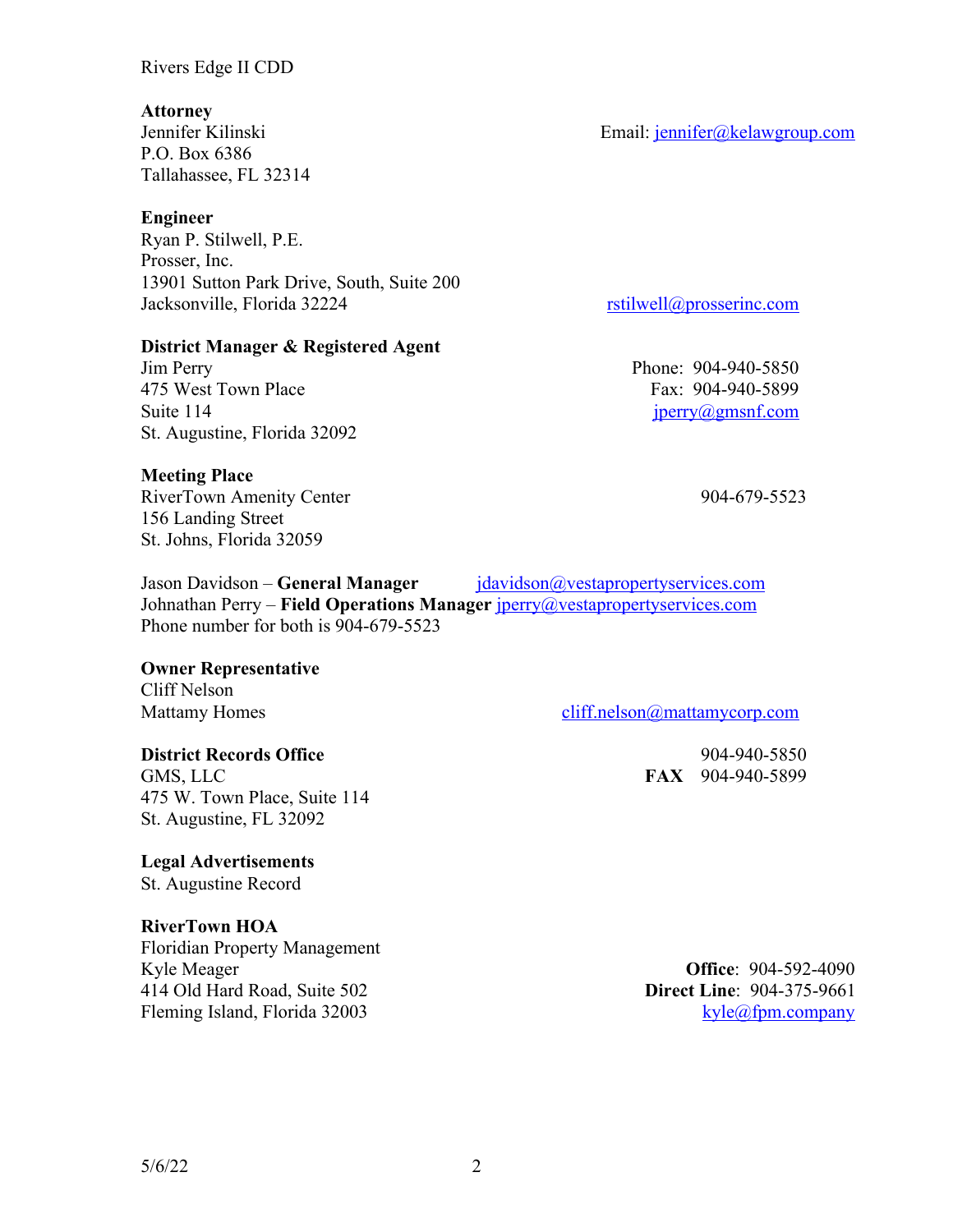Rivers Edge II CDD

**Attorney**
Jennifer Kilinski
P.O. Box 6386
Tallahassee, FL 32314
Email: jennifer@kelawgroup.com

**Engineer**
Ryan P. Stilwell, P.E.
Prosser, Inc.
13901 Sutton Park Drive, South, Suite 200
Jacksonville, Florida 32224
rstilwell@prosserinc.com

**District Manager & Registered Agent**
Jim Perry
475 West Town Place
Suite 114
St. Augustine, Florida 32092
Phone: 904-940-5850
Fax: 904-940-5899
jperry@gmsnf.com

**Meeting Place**
RiverTown Amenity Center
156 Landing Street
St. Johns, Florida 32059
904-679-5523

Jason Davidson – **General Manager** jdavidson@vestapropertyservices.com
Johnathan Perry – **Field Operations Manager** jperry@vestapropertyservices.com
Phone number for both is 904-679-5523

**Owner Representative**
Cliff Nelson
Mattamy Homes
cliff.nelson@mattamycorp.com

**District Records Office**
GMS, LLC
475 W. Town Place, Suite 114
St. Augustine, FL 32092
904-940-5850
**FAX** 904-940-5899

**Legal Advertisements**
St. Augustine Record

**RiverTown HOA**
Floridian Property Management
Kyle Meager
414 Old Hard Road, Suite 502
Fleming Island, Florida 32003
**Office**: 904-592-4090
**Direct Line**: 904-375-9661
kyle@fpm.company

5/6/22